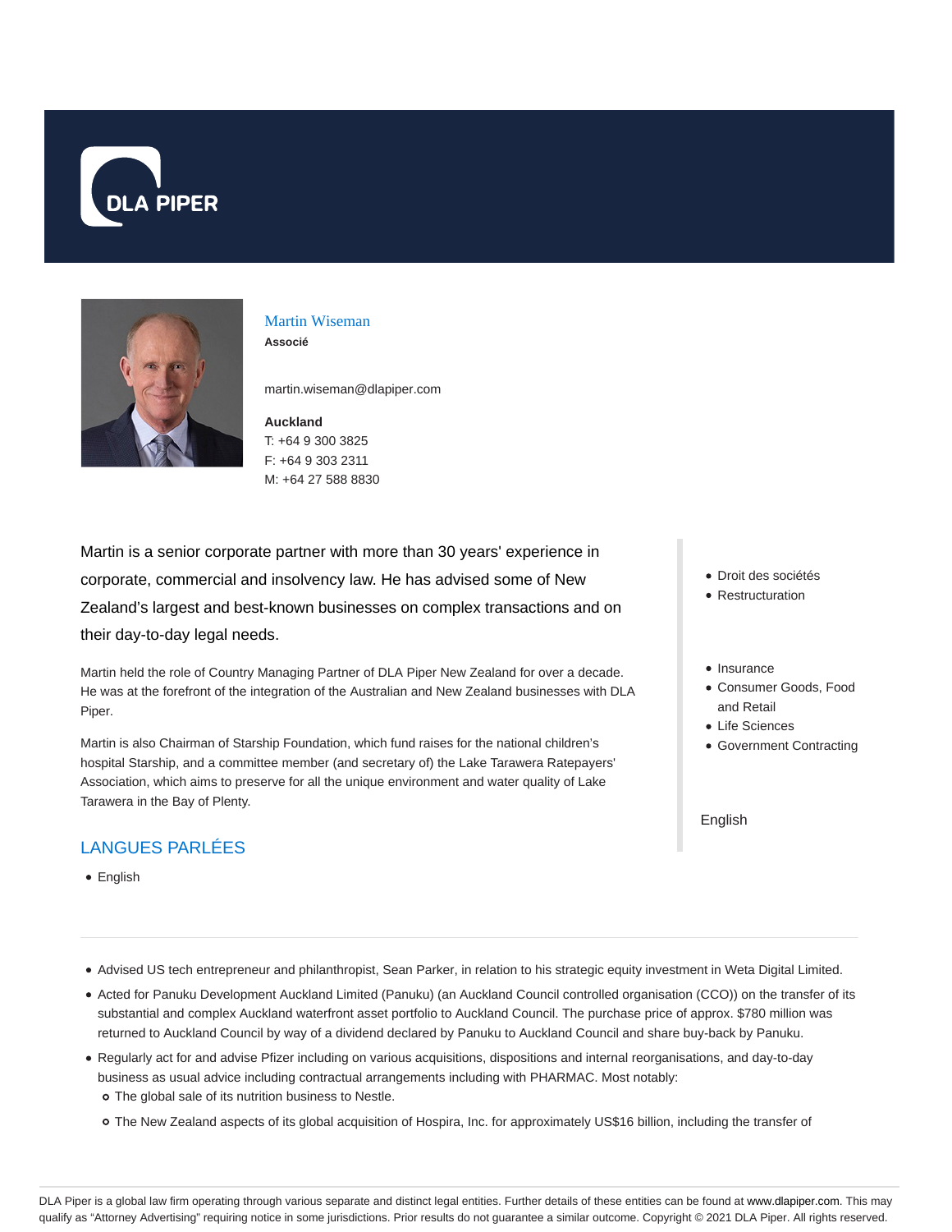DLA PIPER

## Martin Wiseman

**Associé**

martin.wiseman@dlapiper.com

**Auckland**
T: +64 9 300 3825
F: +64 9 303 2311
M: +64 27 588 8830

Martin is a senior corporate partner with more than 30 years' experience in corporate, commercial and insolvency law. He has advised some of New Zealand's largest and best-known businesses on complex transactions and on their day-to-day legal needs.

Martin held the role of Country Managing Partner of DLA Piper New Zealand for over a decade. He was at the forefront of the integration of the Australian and New Zealand businesses with DLA Piper.

Martin is also Chairman of Starship Foundation, which fund raises for the national children's hospital Starship, and a committee member (and secretary of) the Lake Tarawera Ratepayers' Association, which aims to preserve for all the unique environment and water quality of Lake Tarawera in the Bay of Plenty.

- Droit des sociétés
- Restructuration

- Insurance
- Consumer Goods, Food and Retail
- Life Sciences
- Government Contracting

English

## LANGUES PARLÉES

- English

---

- Advised US tech entrepreneur and philanthropist, Sean Parker, in relation to his strategic equity investment in Weta Digital Limited.
- Acted for Panuku Development Auckland Limited (Panuku) (an Auckland Council controlled organisation (CCO)) on the transfer of its substantial and complex Auckland waterfront asset portfolio to Auckland Council. The purchase price of approx. $780 million was returned to Auckland Council by way of a dividend declared by Panuku to Auckland Council and share buy-back by Panuku.
- Regularly act for and advise Pfizer including on various acquisitions, dispositions and internal reorganisations, and day-to-day business as usual advice including contractual arrangements including with PHARMAC. Most notably:
  - The global sale of its nutrition business to Nestle.
  - The New Zealand aspects of its global acquisition of Hospira, Inc. for approximately US$16 billion, including the transfer of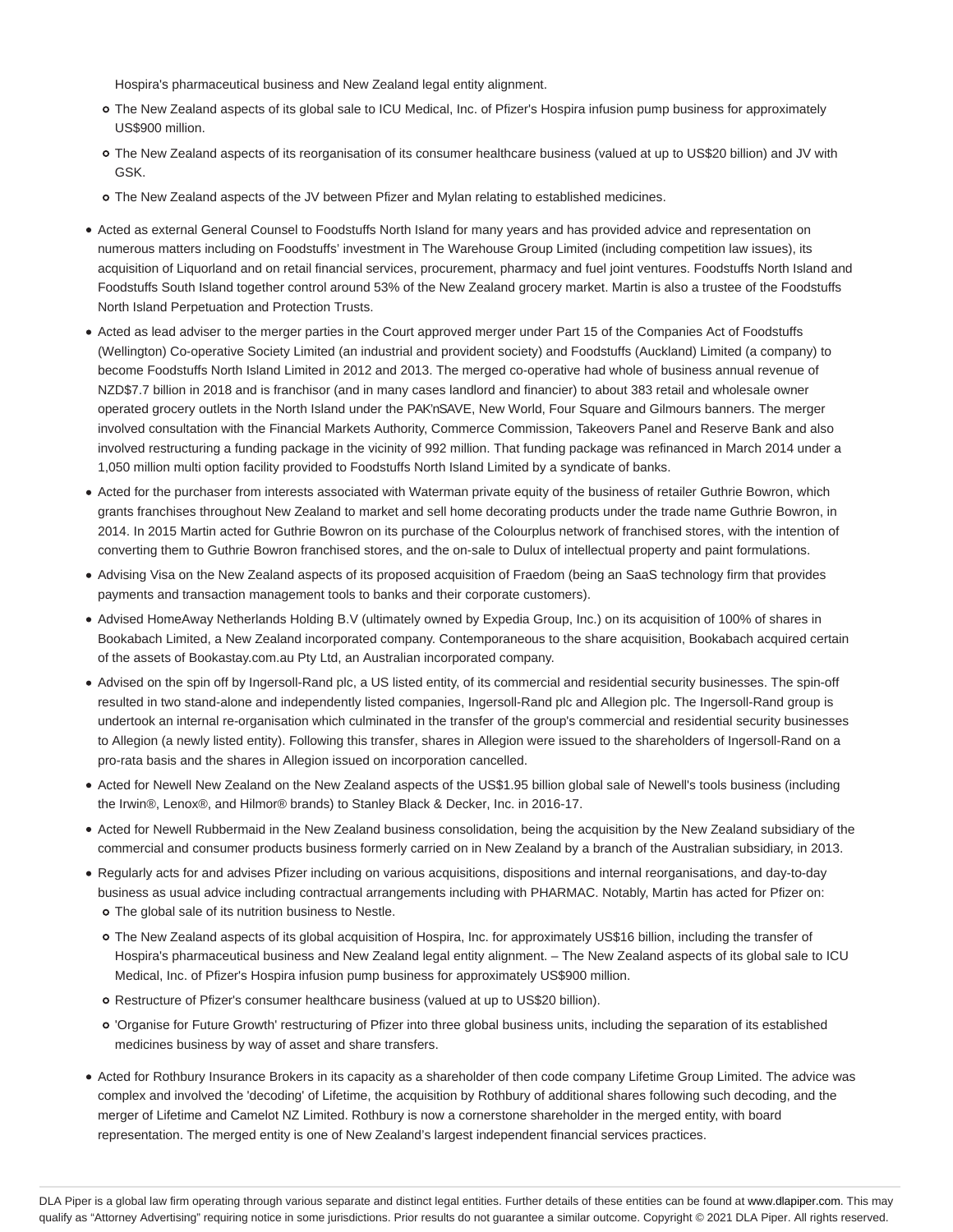Hospira's pharmaceutical business and New Zealand legal entity alignment.
    - The New Zealand aspects of its global sale to ICU Medical, Inc. of Pfizer's Hospira infusion pump business for approximately US$900 million.
    - The New Zealand aspects of its reorganisation of its consumer healthcare business (valued at up to US$20 billion) and JV with GSK.
    - The New Zealand aspects of the JV between Pfizer and Mylan relating to established medicines.
- Acted as external General Counsel to Foodstuffs North Island for many years and has provided advice and representation on numerous matters including on Foodstuffs' investment in The Warehouse Group Limited (including competition law issues), its acquisition of Liquorland and on retail financial services, procurement, pharmacy and fuel joint ventures. Foodstuffs North Island and Foodstuffs South Island together control around 53% of the New Zealand grocery market. Martin is also a trustee of the Foodstuffs North Island Perpetuation and Protection Trusts.
- Acted as lead adviser to the merger parties in the Court approved merger under Part 15 of the Companies Act of Foodstuffs (Wellington) Co-operative Society Limited (an industrial and provident society) and Foodstuffs (Auckland) Limited (a company) to become Foodstuffs North Island Limited in 2012 and 2013. The merged co-operative had whole of business annual revenue of NZD$7.7 billion in 2018 and is franchisor (and in many cases landlord and financier) to about 383 retail and wholesale owner operated grocery outlets in the North Island under the PAK'nSAVE, New World, Four Square and Gilmours banners. The merger involved consultation with the Financial Markets Authority, Commerce Commission, Takeovers Panel and Reserve Bank and also involved restructuring a funding package in the vicinity of 992 million. That funding package was refinanced in March 2014 under a 1,050 million multi option facility provided to Foodstuffs North Island Limited by a syndicate of banks.
- Acted for the purchaser from interests associated with Waterman private equity of the business of retailer Guthrie Bowron, which grants franchises throughout New Zealand to market and sell home decorating products under the trade name Guthrie Bowron, in 2014. In 2015 Martin acted for Guthrie Bowron on its purchase of the Colourplus network of franchised stores, with the intention of converting them to Guthrie Bowron franchised stores, and the on-sale to Dulux of intellectual property and paint formulations.
- Advising Visa on the New Zealand aspects of its proposed acquisition of Fraedom (being an SaaS technology firm that provides payments and transaction management tools to banks and their corporate customers).
- Advised HomeAway Netherlands Holding B.V (ultimately owned by Expedia Group, Inc.) on its acquisition of 100% of shares in Bookabach Limited, a New Zealand incorporated company. Contemporaneous to the share acquisition, Bookabach acquired certain of the assets of Bookastay.com.au Pty Ltd, an Australian incorporated company.
- Advised on the spin off by Ingersoll-Rand plc, a US listed entity, of its commercial and residential security businesses. The spin-off resulted in two stand-alone and independently listed companies, Ingersoll-Rand plc and Allegion plc. The Ingersoll-Rand group is undertook an internal re-organisation which culminated in the transfer of the group's commercial and residential security businesses to Allegion (a newly listed entity). Following this transfer, shares in Allegion were issued to the shareholders of Ingersoll-Rand on a pro-rata basis and the shares in Allegion issued on incorporation cancelled.
- Acted for Newell New Zealand on the New Zealand aspects of the US$1.95 billion global sale of Newell's tools business (including the Irwin®, Lenox®, and Hilmor® brands) to Stanley Black & Decker, Inc. in 2016-17.
- Acted for Newell Rubbermaid in the New Zealand business consolidation, being the acquisition by the New Zealand subsidiary of the commercial and consumer products business formerly carried on in New Zealand by a branch of the Australian subsidiary, in 2013.
- Regularly acts for and advises Pfizer including on various acquisitions, dispositions and internal reorganisations, and day-to-day business as usual advice including contractual arrangements including with PHARMAC. Notably, Martin has acted for Pfizer on:
    - The global sale of its nutrition business to Nestle.
    - The New Zealand aspects of its global acquisition of Hospira, Inc. for approximately US$16 billion, including the transfer of Hospira's pharmaceutical business and New Zealand legal entity alignment. – The New Zealand aspects of its global sale to ICU Medical, Inc. of Pfizer's Hospira infusion pump business for approximately US$900 million.
    - Restructure of Pfizer's consumer healthcare business (valued at up to US$20 billion).
    - 'Organise for Future Growth' restructuring of Pfizer into three global business units, including the separation of its established medicines business by way of asset and share transfers.
- Acted for Rothbury Insurance Brokers in its capacity as a shareholder of then code company Lifetime Group Limited. The advice was complex and involved the 'decoding' of Lifetime, the acquisition by Rothbury of additional shares following such decoding, and the merger of Lifetime and Camelot NZ Limited. Rothbury is now a cornerstone shareholder in the merged entity, with board representation. The merged entity is one of New Zealand's largest independent financial services practices.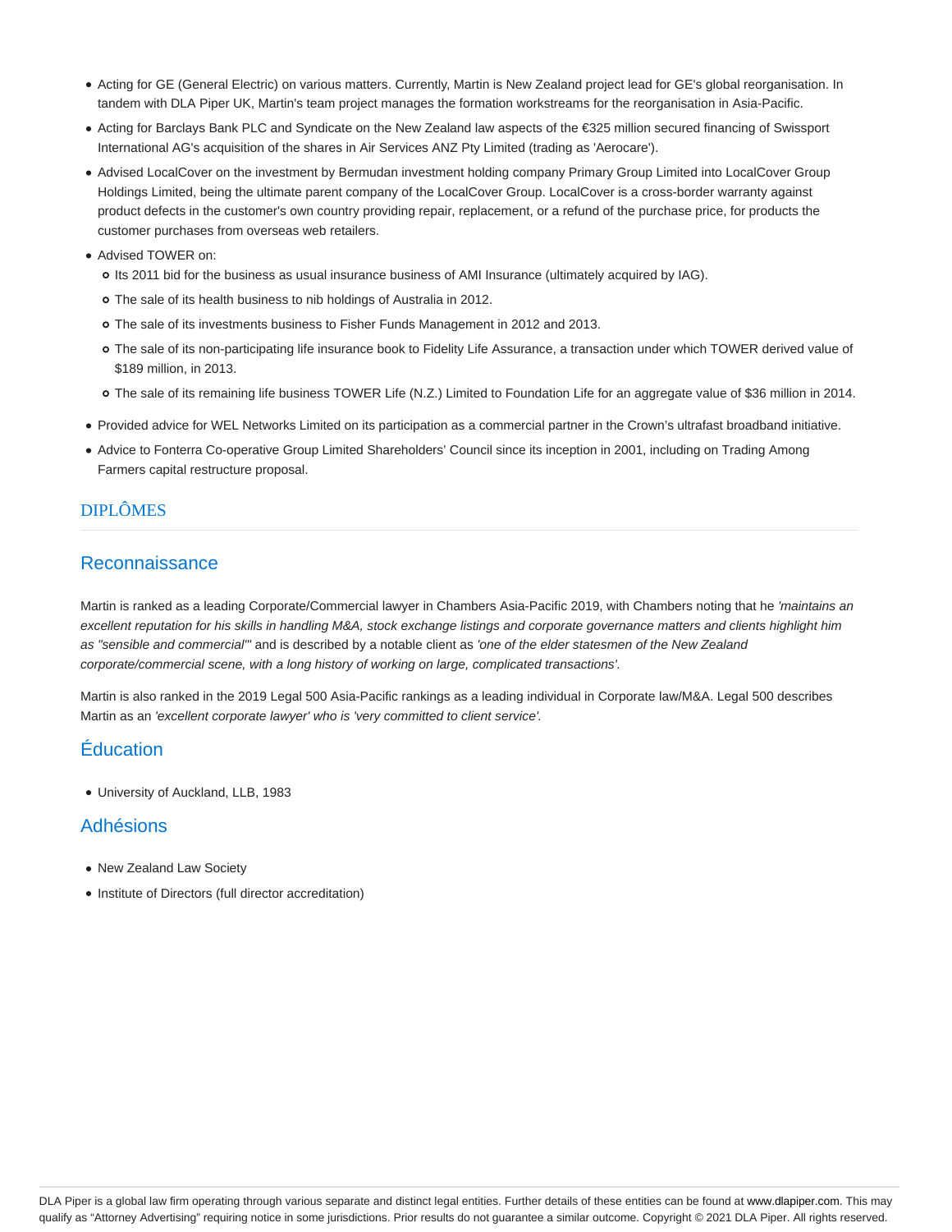- Acting for GE (General Electric) on various matters. Currently, Martin is New Zealand project lead for GE's global reorganisation. In tandem with DLA Piper UK, Martin's team project manages the formation workstreams for the reorganisation in Asia-Pacific.
- Acting for Barclays Bank PLC and Syndicate on the New Zealand law aspects of the €325 million secured financing of Swissport International AG's acquisition of the shares in Air Services ANZ Pty Limited (trading as 'Aerocare').
- Advised LocalCover on the investment by Bermudan investment holding company Primary Group Limited into LocalCover Group Holdings Limited, being the ultimate parent company of the LocalCover Group. LocalCover is a cross-border warranty against product defects in the customer's own country providing repair, replacement, or a refund of the purchase price, for products the customer purchases from overseas web retailers.
- Advised TOWER on:
  - Its 2011 bid for the business as usual insurance business of AMI Insurance (ultimately acquired by IAG).
  - The sale of its health business to nib holdings of Australia in 2012.
  - The sale of its investments business to Fisher Funds Management in 2012 and 2013.
  - The sale of its non-participating life insurance book to Fidelity Life Assurance, a transaction under which TOWER derived value of $189 million, in 2013.
  - The sale of its remaining life business TOWER Life (N.Z.) Limited to Foundation Life for an aggregate value of $36 million in 2014.
- Provided advice for WEL Networks Limited on its participation as a commercial partner in the Crown's ultrafast broadband initiative.
- Advice to Fonterra Co-operative Group Limited Shareholders' Council since its inception in 2001, including on Trading Among Farmers capital restructure proposal.

## DIPLÔMES

### Reconnaissance

Martin is ranked as a leading Corporate/Commercial lawyer in Chambers Asia-Pacific 2019, with Chambers noting that he *'maintains an excellent reputation for his skills in handling M&A, stock exchange listings and corporate governance matters and clients highlight him as "sensible and commercial"'* and is described by a notable client as *'one of the elder statesmen of the New Zealand corporate/commercial scene, with a long history of working on large, complicated transactions'.*

Martin is also ranked in the 2019 Legal 500 Asia-Pacific rankings as a leading individual in Corporate law/M&A. Legal 500 describes Martin as an *'excellent corporate lawyer' who is 'very committed to client service'.*

### Éducation

- University of Auckland, LLB, 1983

### Adhésions

- New Zealand Law Society
- Institute of Directors (full director accreditation)

DLA Piper is a global law firm operating through various separate and distinct legal entities. Further details of these entities can be found at www.dlapiper.com. This may qualify as "Attorney Advertising" requiring notice in some jurisdictions. Prior results do not guarantee a similar outcome. Copyright © 2021 DLA Piper. All rights reserved.